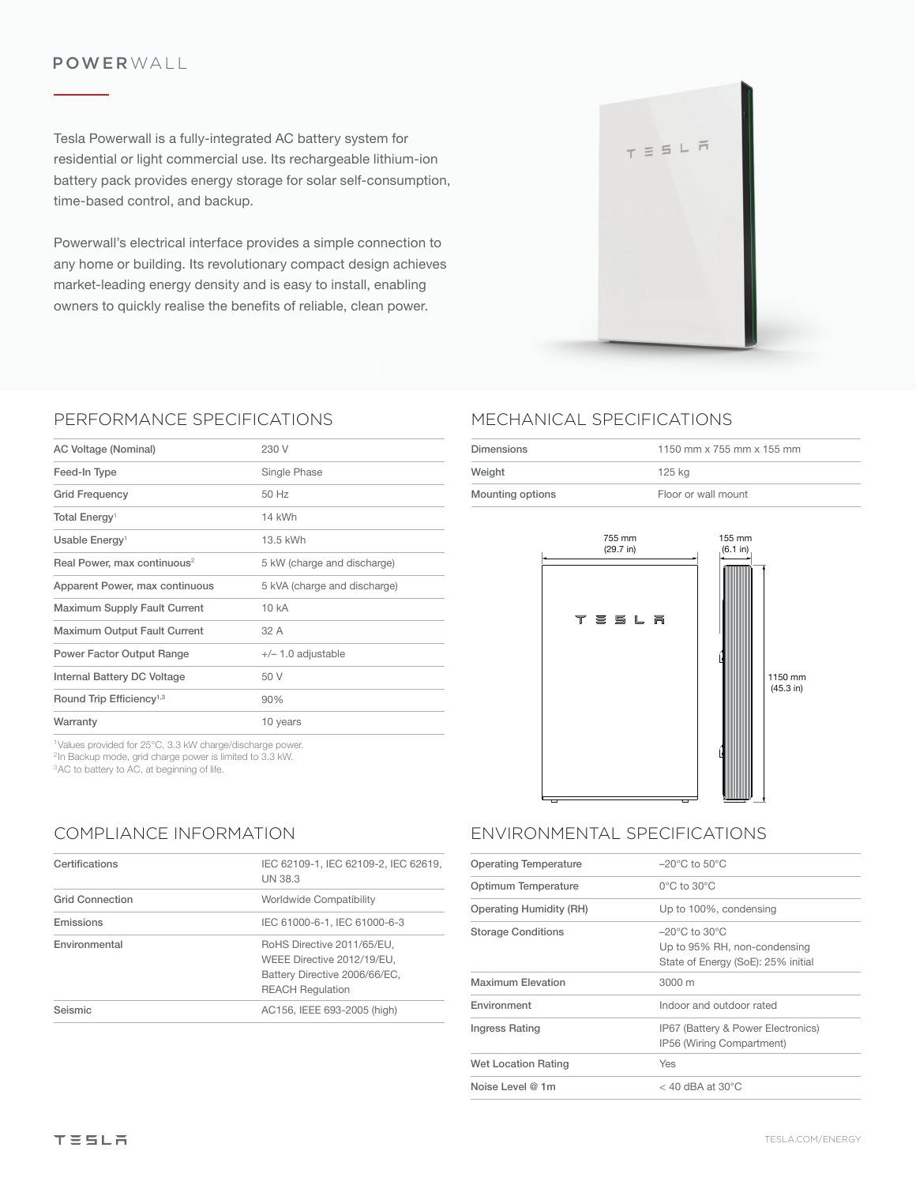# POWERWALL

Tesla Powerwall is a fully-integrated AC battery system for residential or light commercial use. Its rechargeable lithium-ion battery pack provides energy storage for solar self-consumption, time-based control, and backup.

Powerwall's electrical interface provides a simple connection to any home or building. Its revolutionary compact design achieves market-leading energy density and is easy to install, enabling owners to quickly realise the benefits of reliable, clean power.

## PERFORMANCE SPECIFICATIONS

| | |
|---|---|
| AC Voltage (Nominal) | 230 V |
| Feed-In Type | Single Phase |
| Grid Frequency | 50 Hz |
| Total Energy[1] | 14 kWh |
| Usable Energy[1] | 13.5 kWh |
| Real Power, max continuous[2] | 5 kW (charge and discharge) |
| Apparent Power, max continuous | 5 kVA (charge and discharge) |
| Maximum Supply Fault Current | 10 kA |
| Maximum Output Fault Current | 32 A |
| Power Factor Output Range | +/– 1.0 adjustable |
| Internal Battery DC Voltage | 50 V |
| Round Trip Efficiency[1,3] | 90% |
| Warranty | 10 years |

[1]Values provided for 25°C, 3.3 kW charge/discharge power.
[2]In Backup mode, grid charge power is limited to 3.3 kW.
[3]AC to battery to AC, at beginning of life.

## MECHANICAL SPECIFICATIONS

| | |
|---|---|
| Dimensions | 1150 mm x 755 mm x 155 mm |
| Weight | 125 kg |
| Mounting options | Floor or wall mount |

755 mm (29.7 in)

155 mm (6.1 in)

1150 mm (45.3 in)

## COMPLIANCE INFORMATION

| | |
|---|---|
| Certifications | IEC 62109-1, IEC 62109-2, IEC 62619, UN 38.3 |
| Grid Connection | Worldwide Compatibility |
| Emissions | IEC 61000-6-1, IEC 61000-6-3 |
| Environmental | RoHS Directive 2011/65/EU, WEEE Directive 2012/19/EU, Battery Directive 2006/66/EC, REACH Regulation |
| Seismic | AC156, IEEE 693-2005 (high) |

## ENVIRONMENTAL SPECIFICATIONS

| | |
|---|---|
| Operating Temperature | –20°C to 50°C |
| Optimum Temperature | 0°C to 30°C |
| Operating Humidity (RH) | Up to 100%, condensing |
| Storage Conditions | –20°C to 30°C<br>Up to 95% RH, non-condensing<br>State of Energy (SoE): 25% initial |
| Maximum Elevation | 3000 m |
| Environment | Indoor and outdoor rated |
| Ingress Rating | IP67 (Battery & Power Electronics)<br>IP56 (Wiring Compartment) |
| Wet Location Rating | Yes |
| Noise Level @ 1m | < 40 dBA at 30°C |

TESLA.COM/ENERGY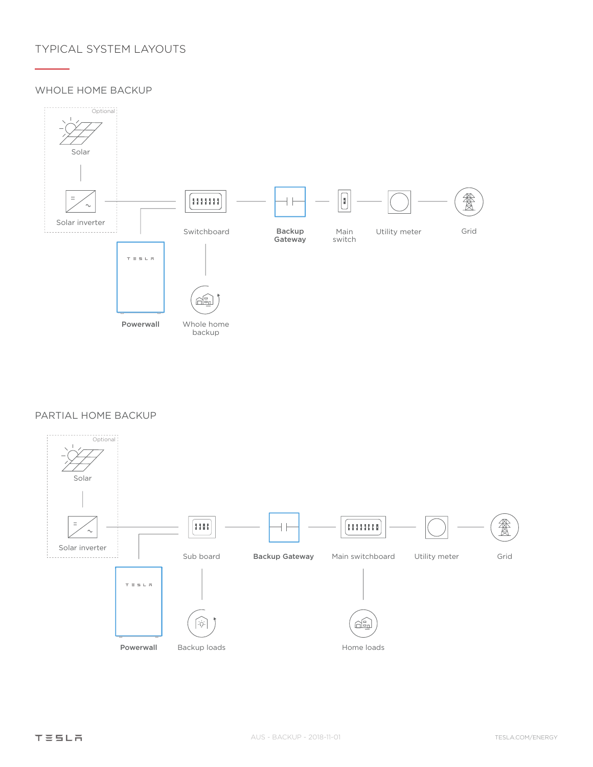# TYPICAL SYSTEM LAYOUTS

## WHOLE HOME BACKUP

Optional

Solar

Solar inverter

Switchboard

**Backup Gateway**

Main switch

Utility meter

Grid

**Powerwall**

Whole home backup

## PARTIAL HOME BACKUP

Optional

Solar

Solar inverter

Sub board

**Backup Gateway**

Main switchboard

Utility meter

Grid

**Powerwall**

Backup loads

Home loads

AUS - BACKUP - 2018-11-01

TESLA.COM/ENERGY